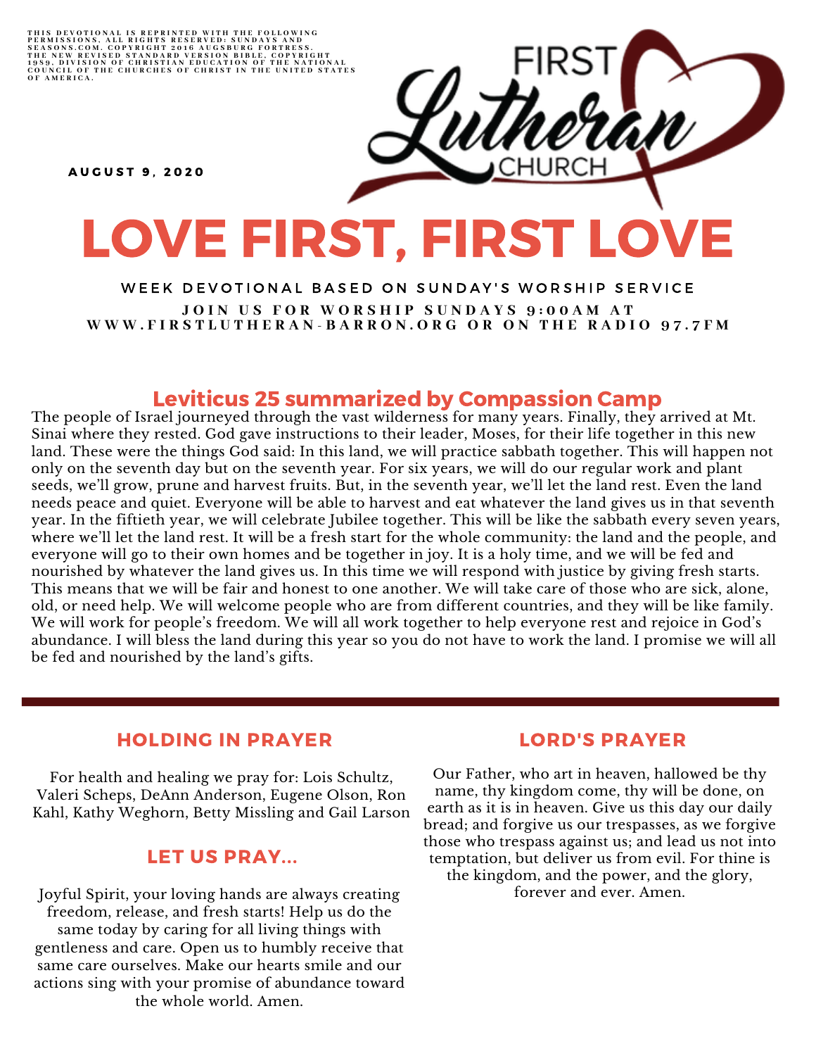THIS DEVOTIONAL IS REPRINTED WITH THE FOLLOWING PERMISSIONS. ALL RIGHTS RESERVED: SUNDAYS AND SEASONS.COM. COPYRIGHT 2016 AUGSBURG FORTRESS. THE NEW REVISED STANDARD VERSION BIBLE, COPYRIGHT 1989, DIVISION OF CHRISTIAN EDUCATION OF THE NATIONAL COUNCIL OF THE CHURCHES OF CHRIST IN THE UNITED STATES OF AMERICA.

**AUGUST 9, 2020**

FIRST Lutheran CHURCH

# LOVE FIRST, FIRST LOVE

WEEK DEVOTIONAL BASED ON SUNDAY'S WORSHIP SERVICE

JOIN US FOR WORSHIP SUNDAYS 9:00AM AT WWW.FIRSTLUTHERAN-BARRON.ORG OR ON THE RADIO 97.7FM

## Leviticus 25 summarized by Compassion Camp

The people of Israel journeyed through the vast wilderness for many years. Finally, they arrived at Mt. Sinai where they rested. God gave instructions to their leader, Moses, for their life together in this new land. These were the things God said: In this land, we will practice sabbath together. This will happen not only on the seventh day but on the seventh year. For six years, we will do our regular work and plant seeds, we'll grow, prune and harvest fruits. But, in the seventh year, we'll let the land rest. Even the land needs peace and quiet. Everyone will be able to harvest and eat whatever the land gives us in that seventh year. In the fiftieth year, we will celebrate Jubilee together. This will be like the sabbath every seven years, where we'll let the land rest. It will be a fresh start for the whole community: the land and the people, and everyone will go to their own homes and be together in joy. It is a holy time, and we will be fed and nourished by whatever the land gives us. In this time we will respond with justice by giving fresh starts. This means that we will be fair and honest to one another. We will take care of those who are sick, alone, old, or need help. We will welcome people who are from different countries, and they will be like family. We will work for people's freedom. We will all work together to help everyone rest and rejoice in God's abundance. I will bless the land during this year so you do not have to work the land. I promise we will all be fed and nourished by the land's gifts.

## HOLDING IN PRAYER

For health and healing we pray for: Lois Schultz, Valeri Scheps, DeAnn Anderson, Eugene Olson, Ron Kahl, Kathy Weghorn, Betty Missling and Gail Larson

## LET US PRAY...

Joyful Spirit, your loving hands are always creating freedom, release, and fresh starts! Help us do the same today by caring for all living things with gentleness and care. Open us to humbly receive that same care ourselves. Make our hearts smile and our actions sing with your promise of abundance toward the whole world. Amen.

## LORD'S PRAYER

Our Father, who art in heaven, hallowed be thy name, thy kingdom come, thy will be done, on earth as it is in heaven. Give us this day our daily bread; and forgive us our trespasses, as we forgive those who trespass against us; and lead us not into temptation, but deliver us from evil. For thine is the kingdom, and the power, and the glory, forever and ever. Amen.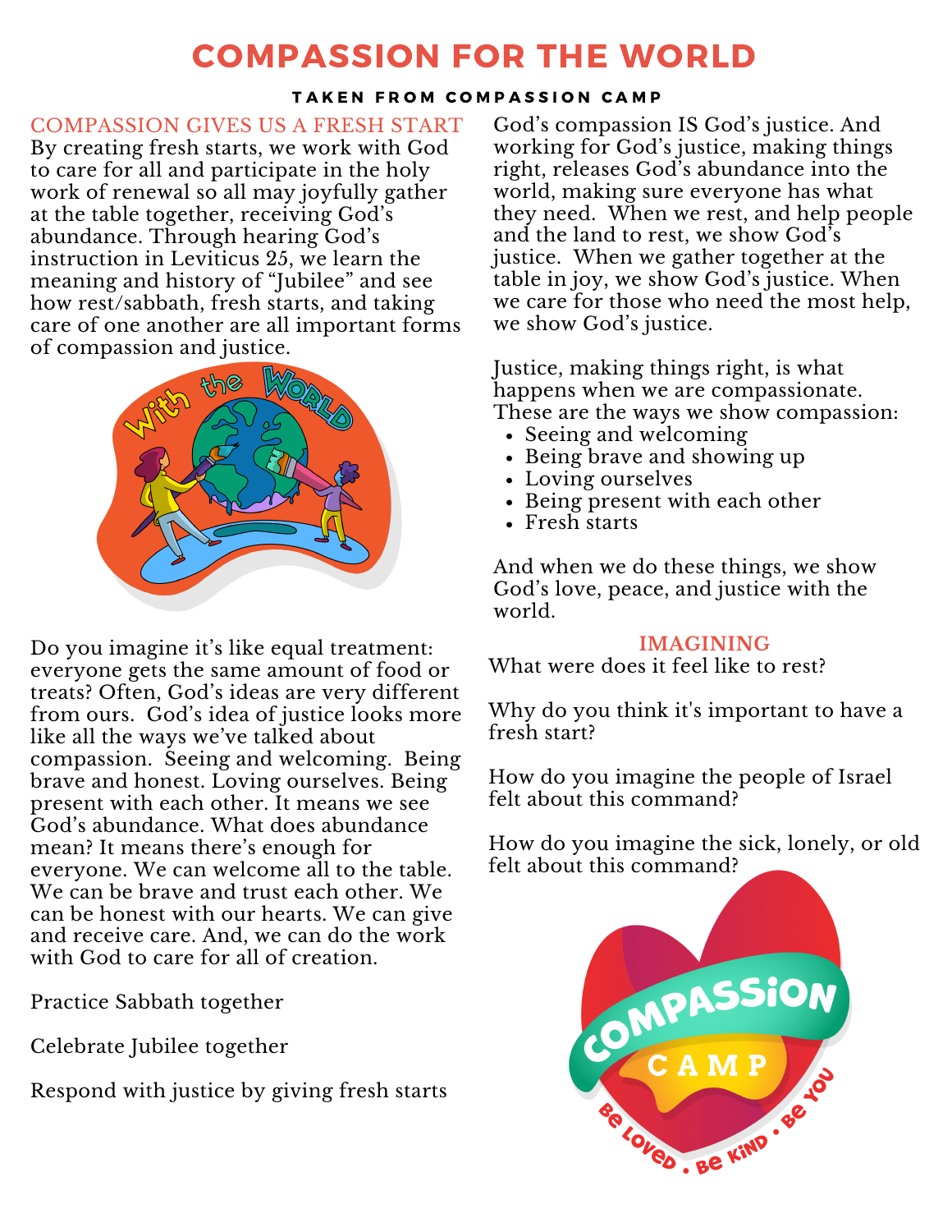# COMPASSION FOR THE WORLD

**TAKEN FROM COMPASSION CAMP**

## COMPASSION GIVES US A FRESH START

By creating fresh starts, we work with God to care for all and participate in the holy work of renewal so all may joyfully gather at the table together, receiving God's abundance. Through hearing God's instruction in Leviticus 25, we learn the meaning and history of "Jubilee" and see how rest/sabbath, fresh starts, and taking care of one another are all important forms of compassion and justice.

Do you imagine it's like equal treatment: everyone gets the same amount of food or treats? Often, God's ideas are very different from ours. God's idea of justice looks more like all the ways we've talked about compassion. Seeing and welcoming. Being brave and honest. Loving ourselves. Being present with each other. It means we see God's abundance. What does abundance mean? It means there's enough for everyone. We can welcome all to the table. We can be brave and trust each other. We can be honest with our hearts. We can give and receive care. And, we can do the work with God to care for all of creation.

Practice Sabbath together

Celebrate Jubilee together

Respond with justice by giving fresh starts

God's compassion IS God's justice. And working for God's justice, making things right, releases God's abundance into the world, making sure everyone has what they need. When we rest, and help people and the land to rest, we show God's justice. When we gather together at the table in joy, we show God's justice. When we care for those who need the most help, we show God's justice.

Justice, making things right, is what happens when we are compassionate. These are the ways we show compassion:

- Seeing and welcoming
- Being brave and showing up
- Loving ourselves
- Being present with each other
- Fresh starts

And when we do these things, we show God's love, peace, and justice with the world.

## IMAGINING

What were does it feel like to rest?

Why do you think it's important to have a fresh start?

How do you imagine the people of Israel felt about this command?

How do you imagine the sick, lonely, or old felt about this command?